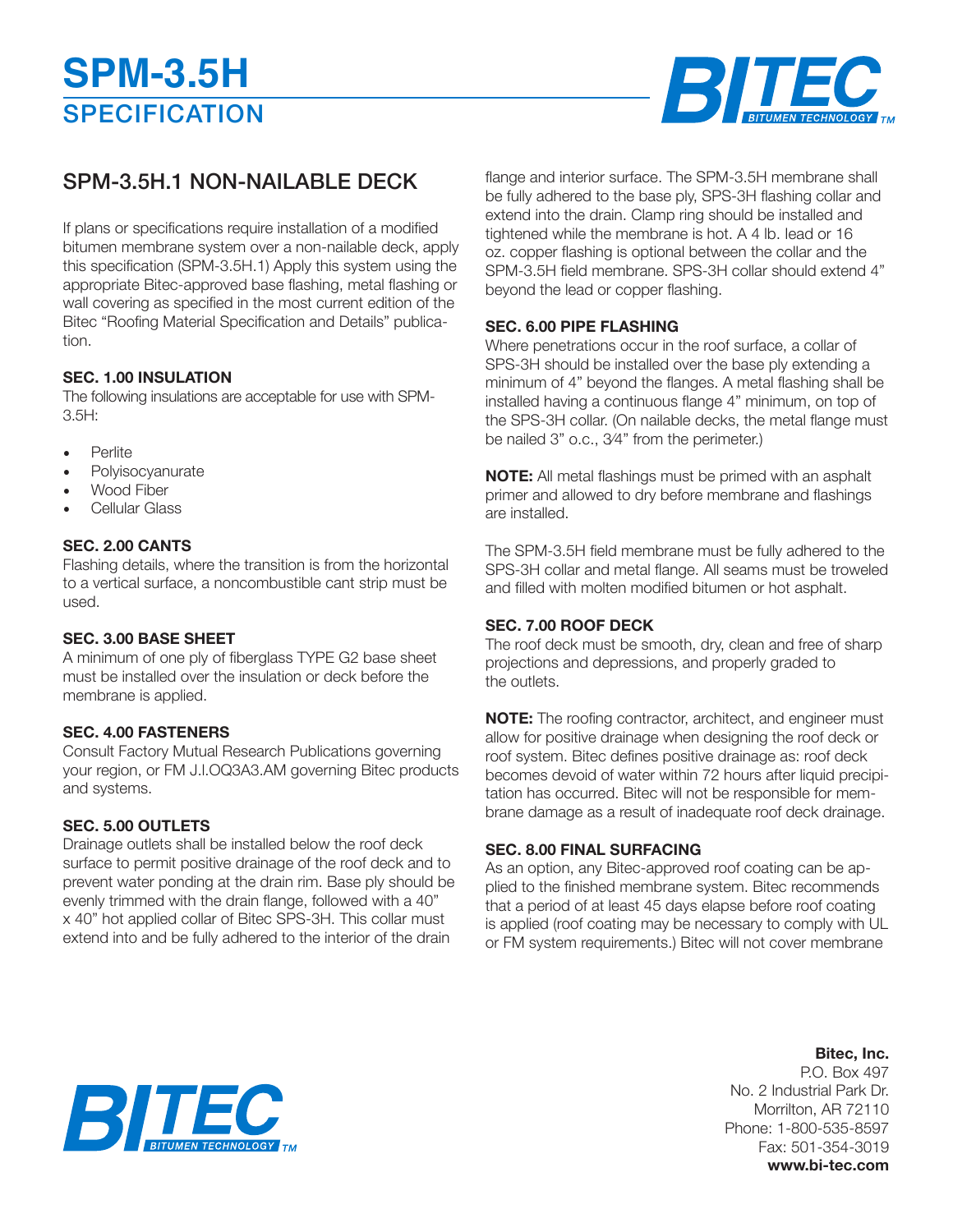# SPM-3.5H

## SPECIFICATION

## SPM-3.5H.1 NON-NAILABLE DECK

If plans or specifications require installation of a modified bitumen membrane system over a non-nailable deck, apply this specification (SPM-3.5H.1) Apply this system using the appropriate Bitec-approved base flashing, metal flashing or wall covering as specified in the most current edition of the Bitec "Roofing Material Specification and Details" publication.

**SEC. 1.00 INSULATION**

The following insulations are acceptable for use with SPM-3.5H:

- Perlite
- Polyisocyanurate
- Wood Fiber
- Cellular Glass

**SEC. 2.00 CANTS**

Flashing details, where the transition is from the horizontal to a vertical surface, a noncombustible cant strip must be used.

**SEC. 3.00 BASE SHEET**

A minimum of one ply of fiberglass TYPE G2 base sheet must be installed over the insulation or deck before the membrane is applied.

**SEC. 4.00 FASTENERS**

Consult Factory Mutual Research Publications governing your region, or FM J.I.OQ3A3.AM governing Bitec products and systems.

**SEC. 5.00 OUTLETS**

Drainage outlets shall be installed below the roof deck surface to permit positive drainage of the roof deck and to prevent water ponding at the drain rim. Base ply should be evenly trimmed with the drain flange, followed with a 40" x 40" hot applied collar of Bitec SPS-3H. This collar must extend into and be fully adhered to the interior of the drain flange and interior surface. The SPM-3.5H membrane shall be fully adhered to the base ply, SPS-3H flashing collar and extend into the drain. Clamp ring should be installed and tightened while the membrane is hot. A 4 lb. lead or 16 oz. copper flashing is optional between the collar and the SPM-3.5H field membrane. SPS-3H collar should extend 4" beyond the lead or copper flashing.

**SEC. 6.00 PIPE FLASHING**

Where penetrations occur in the roof surface, a collar of SPS-3H should be installed over the base ply extending a minimum of 4" beyond the flanges. A metal flashing shall be installed having a continuous flange 4" minimum, on top of the SPS-3H collar. (On nailable decks, the metal flange must be nailed 3" o.c., 3⁄4" from the perimeter.)

**NOTE:** All metal flashings must be primed with an asphalt primer and allowed to dry before membrane and flashings are installed.

The SPM-3.5H field membrane must be fully adhered to the SPS-3H collar and metal flange. All seams must be troweled and filled with molten modified bitumen or hot asphalt.

**SEC. 7.00 ROOF DECK**

The roof deck must be smooth, dry, clean and free of sharp projections and depressions, and properly graded to the outlets.

**NOTE:** The roofing contractor, architect, and engineer must allow for positive drainage when designing the roof deck or roof system. Bitec defines positive drainage as: roof deck becomes devoid of water within 72 hours after liquid precipitation has occurred. Bitec will not be responsible for membrane damage as a result of inadequate roof deck drainage.

**SEC. 8.00 FINAL SURFACING**

As an option, any Bitec-approved roof coating can be applied to the finished membrane system. Bitec recommends that a period of at least 45 days elapse before roof coating is applied (roof coating may be necessary to comply with UL or FM system requirements.) Bitec will not cover membrane

**Bitec, Inc.**
P.O. Box 497
No. 2 Industrial Park Dr.
Morrilton, AR 72110
Phone: 1-800-535-8597
Fax: 501-354-3019
**www.bi-tec.com**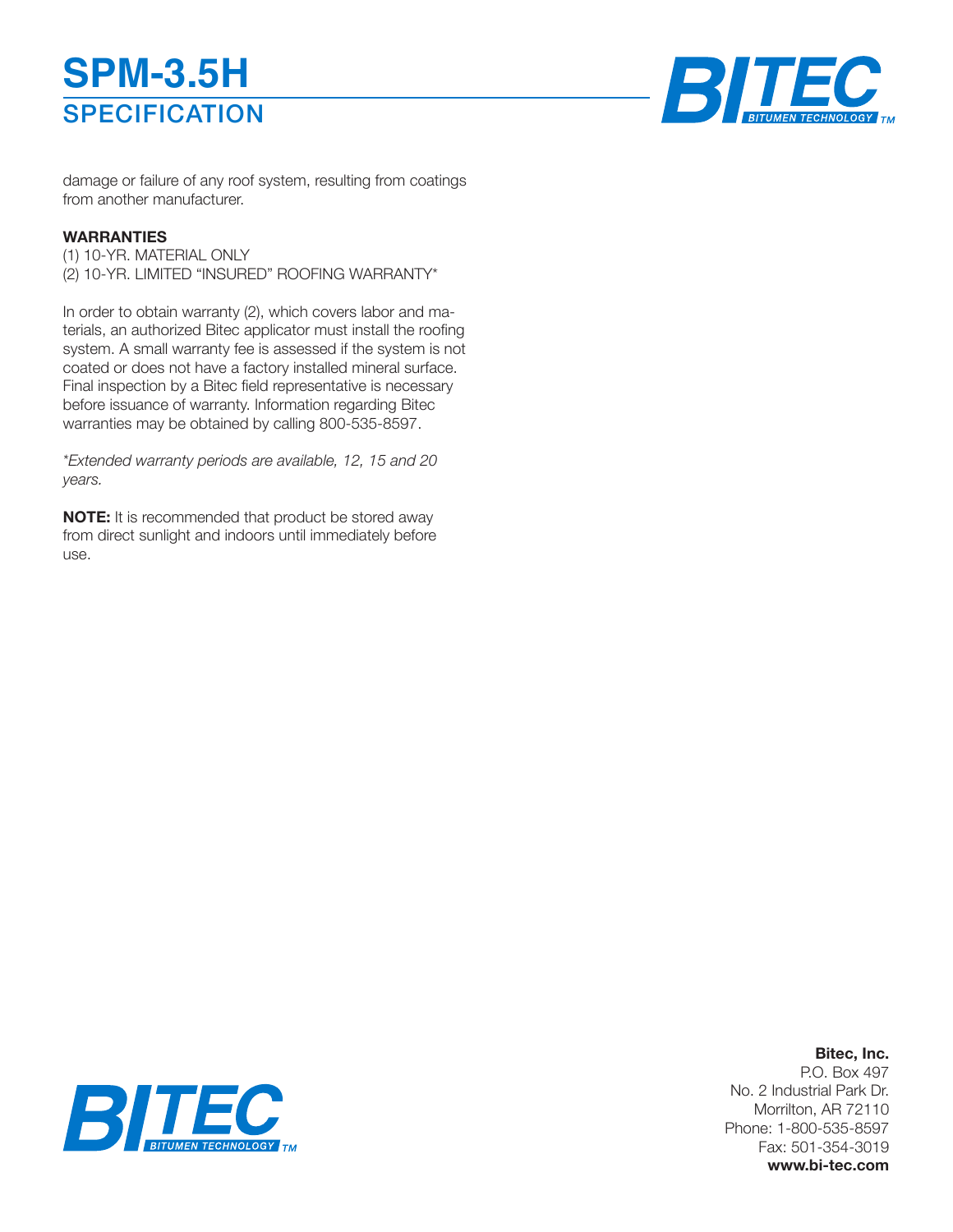damage or failure of any roof system, resulting from coatings from another manufacturer.

**WARRANTIES**

(1) 10-YR. MATERIAL ONLY
(2) 10-YR. LIMITED "INSURED" ROOFING WARRANTY*

In order to obtain warranty (2), which covers labor and materials, an authorized Bitec applicator must install the roofing system. A small warranty fee is assessed if the system is not coated or does not have a factory installed mineral surface. Final inspection by a Bitec field representative is necessary before issuance of warranty. Information regarding Bitec warranties may be obtained by calling 800-535-8597.

*\*Extended warranty periods are available, 12, 15 and 20 years.*

**NOTE:** It is recommended that product be stored away from direct sunlight and indoors until immediately before use.

**Bitec, Inc.**
P.O. Box 497
No. 2 Industrial Park Dr.
Morrilton, AR 72110
Phone: 1-800-535-8597
Fax: 501-354-3019
**www.bi-tec.com**